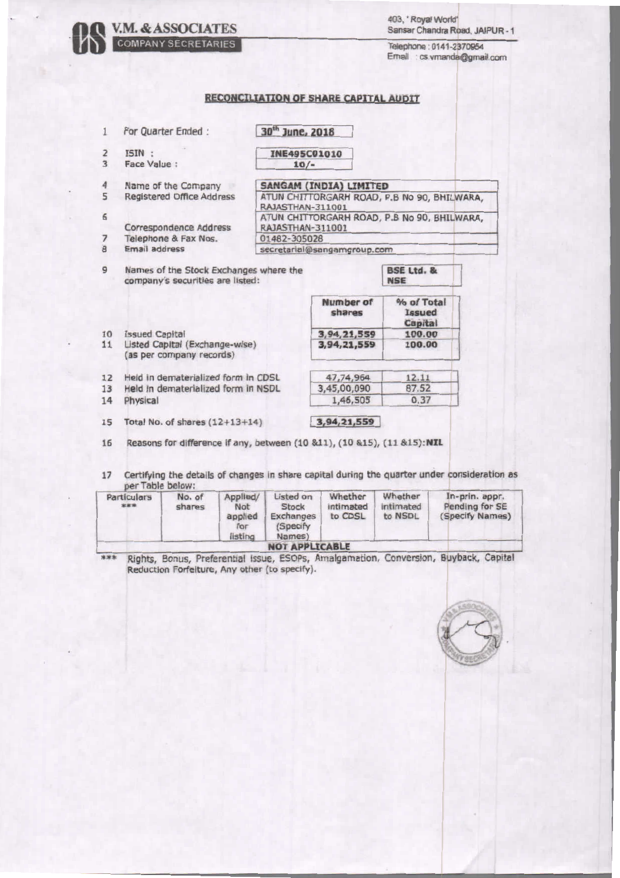**V.M. & ASSOCIATES**
COMPANY SECRETARIES

403, 'Royal World'
Sansar Chandra Road, JAIPUR - 1
Telephone : 0141-2370954
Email : cs.vmanda@gmail.com

## RECONCILIATION OF SHARE CAPITAL AUDIT

| | | |
|---|---|---|
| 1 | For Quarter Ended : | 30th June, 2018 |
| 2 | ISIN : | INE495C01010 |
| 3 | Face Value : | 10/- |
| 4 | Name of the Company | SANGAM (INDIA) LIMITED |
| 5 | Registered Office Address | ATUN CHITTORGARH ROAD, P.B No 90, BHILWARA, RAJASTHAN-311001 |
| 6 | Correspondence Address | ATUN CHITTORGARH ROAD, P.B No 90, BHILWARA, RAJASTHAN-311001 |
| 7 | Telephone & Fax Nos. | 01482-305028 |
| 8 | Email address | secretarial@sangamgroup.com |
| 9 | Names of the Stock Exchanges where the company's securities are listed: | BSE Ltd. & NSE |

| | | Number of shares | % of Total Issued Capital |
|---|---|---|---|
| 10 | Issued Capital | 3,94,21,559 | 100.00 |
| 11 | Listed Capital (Exchange-wise) (as per company records) | 3,94,21,559 | 100.00 |
| 12 | Held in dematerialized form in CDSL | 47,74,964 | 12.11 |
| 13 | Held in dematerialized form in NSDL | 3,45,00,090 | 87.52 |
| 14 | Physical | 1,46,505 | 0.37 |
| 15 | Total No. of shares (12+13+14) | 3,94,21,559 | |

16 Reasons for difference if any, between (10 &11), (10 &15), (11 &15): **NIL**

17 Certifying the details of changes in share capital during the quarter under consideration as per Table below:

| Particulars *** | No. of shares | Applied/ Not applied for listing | Listed on Stock Exchanges (Specify Names) | Whether intimated to CDSL | Whether intimated to NSDL | In-prin. appr. Pending for SE (Specify Names) |
|---|---|---|---|---|---|---|
| NOT APPLICABLE | | | | | | |

*** Rights, Bonus, Preferential Issue, ESOPs, Amalgamation, Conversion, Buyback, Capital Reduction Forfeiture, Any other (to specify).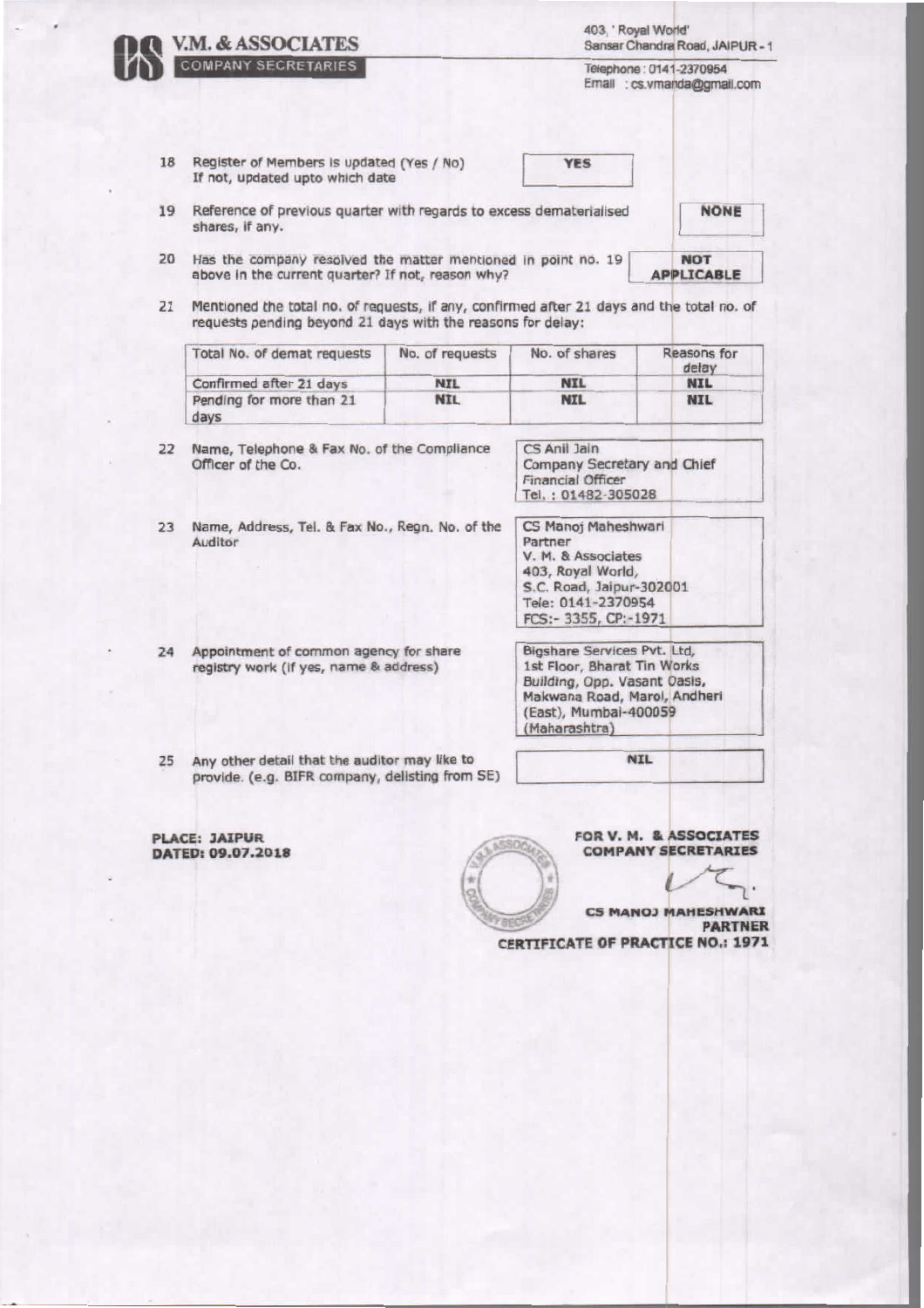**V.M. & ASSOCIATES**
COMPANY SECRETARIES

403, ' Royal World'
Sansar Chandra Road, JAIPUR - 1
Telephone : 0141-2370954
Email : cs.vmanda@gmail.com

| | | |
|---|---|---|
| 18 | Register of Members is updated (Yes / No) If not, updated upto which date | YES |
| 19 | Reference of previous quarter with regards to excess dematerialised shares, if any. | NONE |
| 20 | Has the company resolved the matter mentioned in point no. 19 above in the current quarter? If not, reason why? | NOT APPLICABLE |

21 Mentioned the total no. of requests, if any, confirmed after 21 days and the total no. of requests pending beyond 21 days with the reasons for delay:

| Total No. of demat requests | No. of requests | No. of shares | Reasons for delay |
|---|---|---|---|
| Confirmed after 21 days | NIL | NIL | NIL |
| Pending for more than 21 days | NIL | NIL | NIL |

| | | |
|---|---|---|
| 22 | Name, Telephone & Fax No. of the Compliance Officer of the Co. | CS Anil Jain<br>Company Secretary and Chief Financial Officer<br>Tel. : 01482-305028 |
| 23 | Name, Address, Tel. & Fax No., Regn. No. of the Auditor | CS Manoj Maheshwari<br>Partner<br>V. M. & Associates<br>403, Royal World,<br>S.C. Road, Jaipur-302001<br>Tele: 0141-2370954<br>FCS:- 3355, CP:-1971 |
| 24 | Appointment of common agency for share registry work (if yes, name & address) | Bigshare Services Pvt. Ltd,<br>1st Floor, Bharat Tin Works Building, Opp. Vasant Oasis, Makwana Road, Marol, Andheri (East), Mumbai-400059 (Maharashtra) |
| 25 | Any other detail that the auditor may like to provide. (e.g. BIFR company, delisting from SE) | NIL |

**PLACE: JAIPUR**
**DATED: 09.07.2018**

**FOR V. M. & ASSOCIATES**
**COMPANY SECRETARIES**

**CS MANOJ MAHESHWARI**
**PARTNER**
**CERTIFICATE OF PRACTICE NO.: 1971**